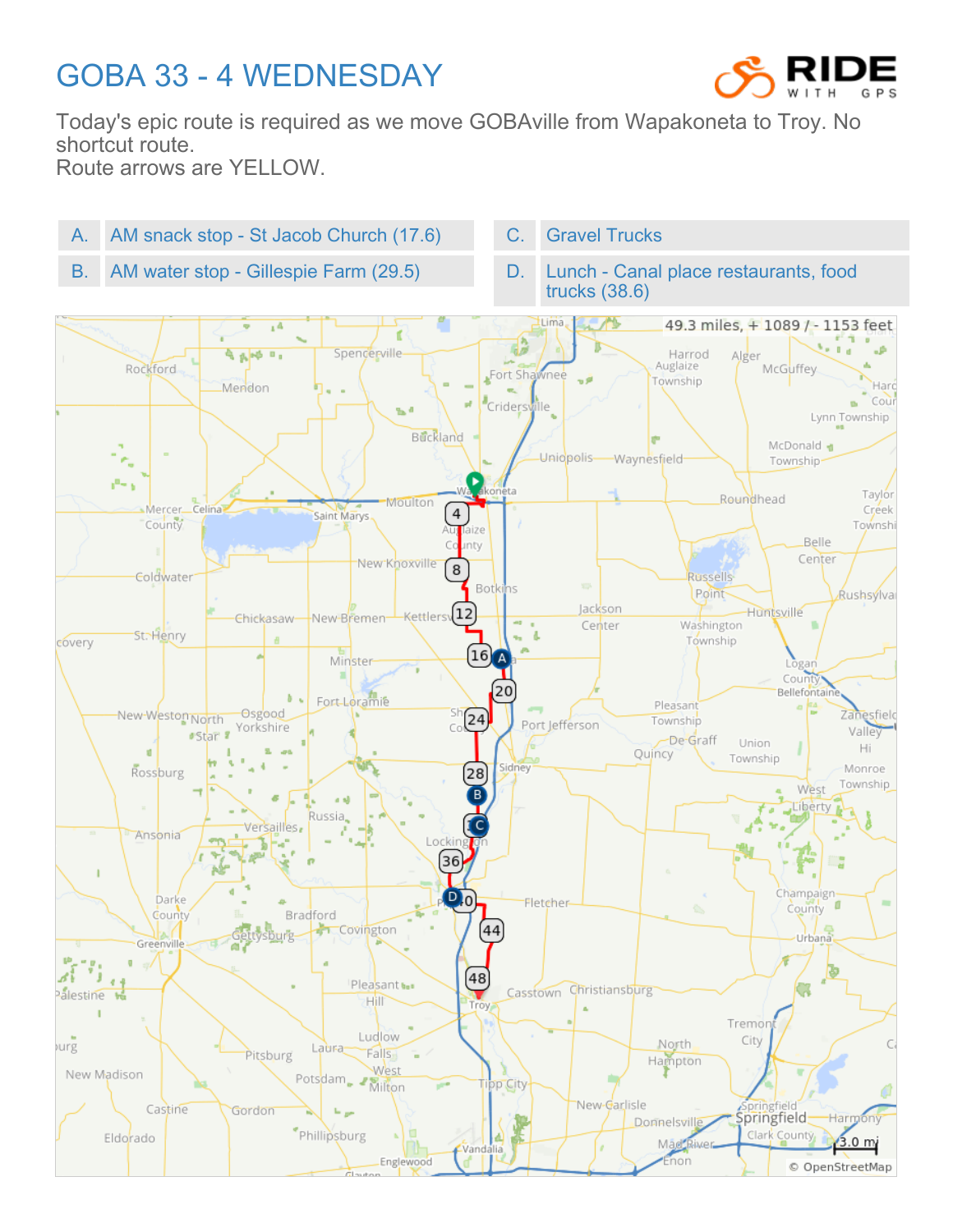# GOBA 33 - 4 WEDNESDAY

Today's epic route is required as we move GOBAville from Wapakoneta to Troy. No shortcut route.
Route arrows are YELLOW.

| | | | |
|---|---|---|---|
| A. | AM snack stop - St Jacob Church (17.6) | C. | Gravel Trucks |
| B. | AM water stop - Gillespie Farm (29.5) | D. | Lunch - Canal place restaurants, food trucks (38.6) |

49.3 miles, + 1089 / - 1153 feet

3.0 mi

© OpenStreetMap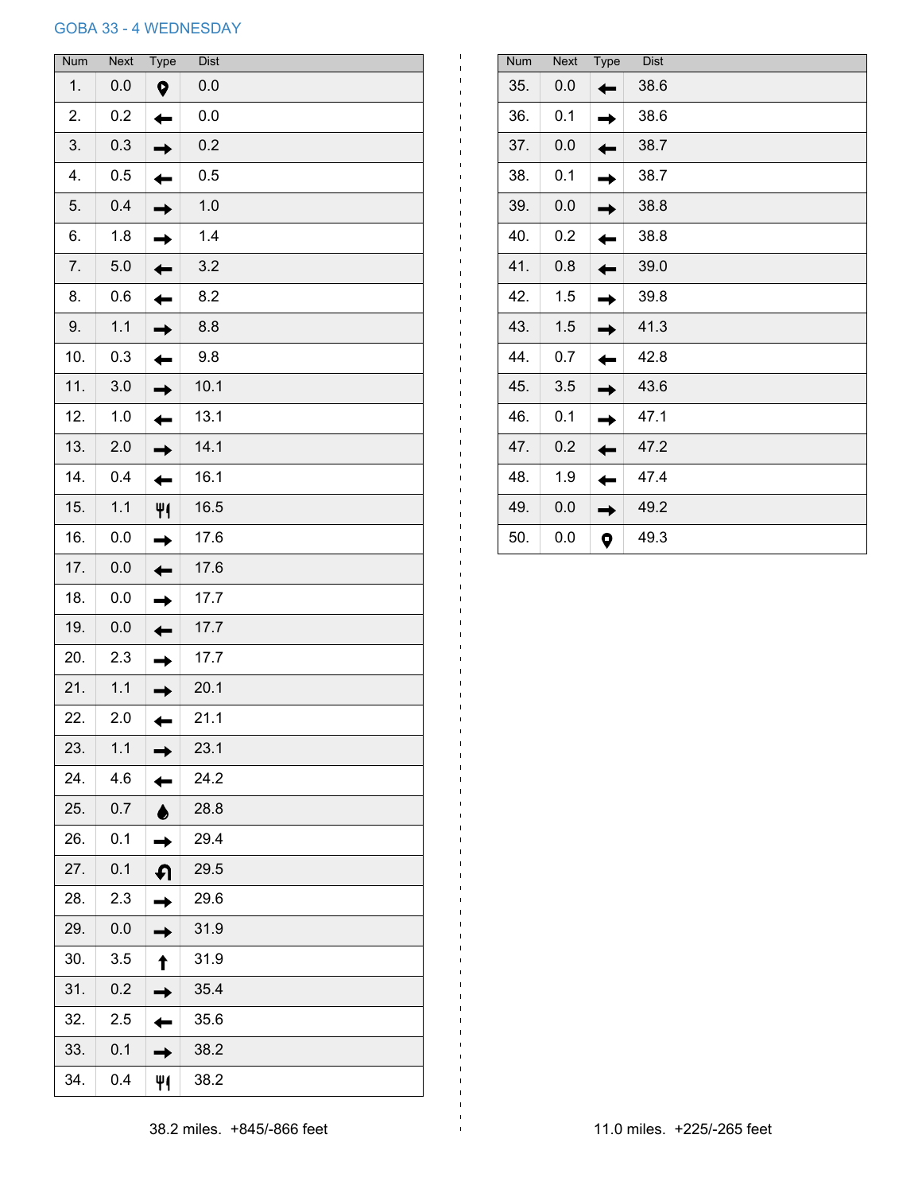GOBA 33 - 4 WEDNESDAY

| Num | Next | Type | Dist |
|---|---|---|---|
| 1. | 0.0 | 📍 | 0.0 |
| 2. | 0.2 | ← | 0.0 |
| 3. | 0.3 | → | 0.2 |
| 4. | 0.5 | ← | 0.5 |
| 5. | 0.4 | → | 1.0 |
| 6. | 1.8 | → | 1.4 |
| 7. | 5.0 | ← | 3.2 |
| 8. | 0.6 | ← | 8.2 |
| 9. | 1.1 | → | 8.8 |
| 10. | 0.3 | ← | 9.8 |
| 11. | 3.0 | → | 10.1 |
| 12. | 1.0 | ← | 13.1 |
| 13. | 2.0 | → | 14.1 |
| 14. | 0.4 | ← | 16.1 |
| 15. | 1.1 | 🍴 | 16.5 |
| 16. | 0.0 | → | 17.6 |
| 17. | 0.0 | ← | 17.6 |
| 18. | 0.0 | → | 17.7 |
| 19. | 0.0 | ← | 17.7 |
| 20. | 2.3 | → | 17.7 |
| 21. | 1.1 | → | 20.1 |
| 22. | 2.0 | ← | 21.1 |
| 23. | 1.1 | → | 23.1 |
| 24. | 4.6 | ← | 24.2 |
| 25. | 0.7 | 💧 | 28.8 |
| 26. | 0.1 | → | 29.4 |
| 27. | 0.1 | ↶ | 29.5 |
| 28. | 2.3 | → | 29.6 |
| 29. | 0.0 | → | 31.9 |
| 30. | 3.5 | ↑ | 31.9 |
| 31. | 0.2 | → | 35.4 |
| 32. | 2.5 | ← | 35.6 |
| 33. | 0.1 | → | 38.2 |
| 34. | 0.4 | 🍴 | 38.2 |

38.2 miles. +845/-866 feet

| Num | Next | Type | Dist |
|---|---|---|---|
| 35. | 0.0 | ← | 38.6 |
| 36. | 0.1 | → | 38.6 |
| 37. | 0.0 | ← | 38.7 |
| 38. | 0.1 | → | 38.7 |
| 39. | 0.0 | → | 38.8 |
| 40. | 0.2 | ← | 38.8 |
| 41. | 0.8 | ← | 39.0 |
| 42. | 1.5 | → | 39.8 |
| 43. | 1.5 | → | 41.3 |
| 44. | 0.7 | ← | 42.8 |
| 45. | 3.5 | → | 43.6 |
| 46. | 0.1 | → | 47.1 |
| 47. | 0.2 | ← | 47.2 |
| 48. | 1.9 | ← | 47.4 |
| 49. | 0.0 | → | 49.2 |
| 50. | 0.0 | 📍 | 49.3 |

11.0 miles. +225/-265 feet